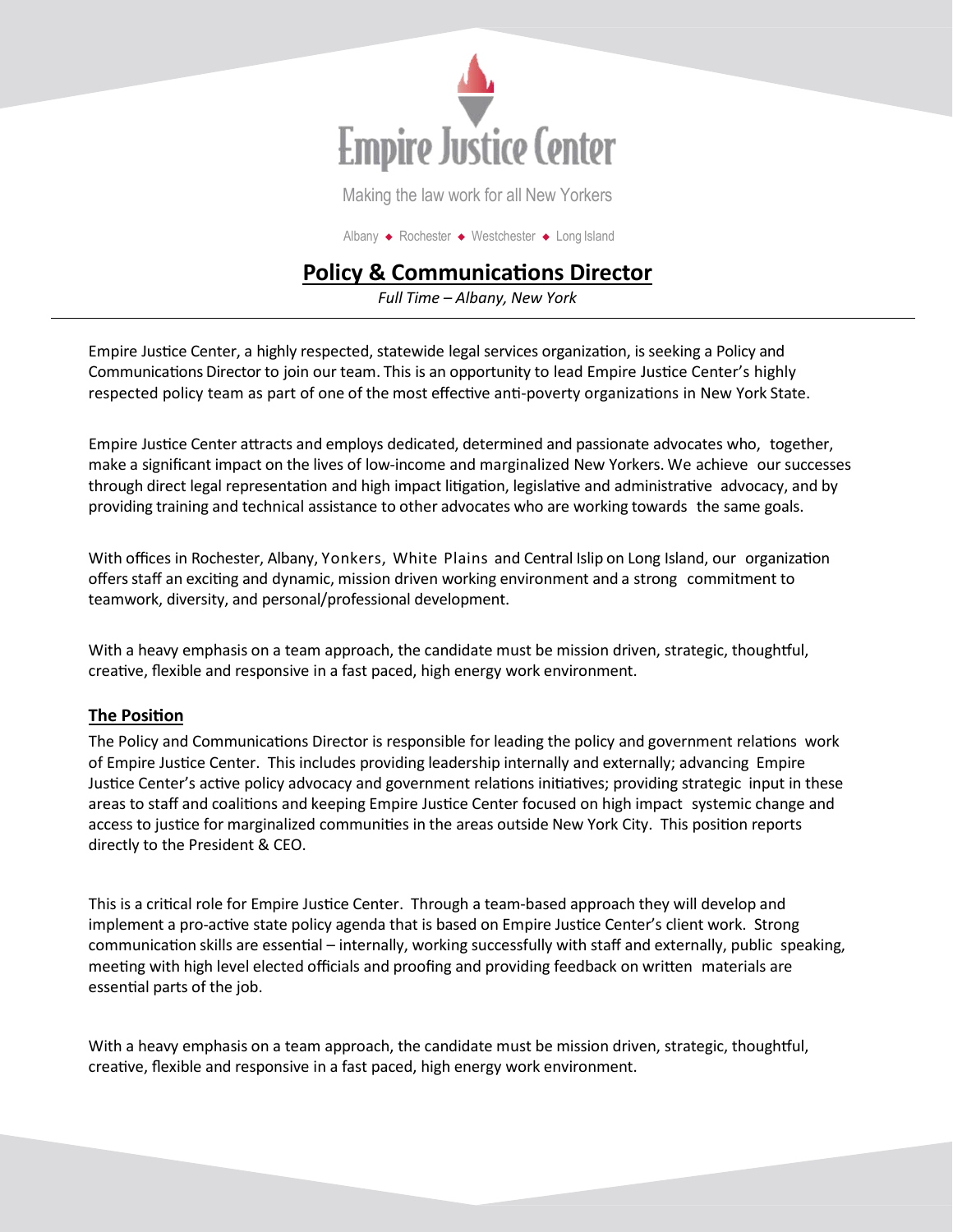# Empire Justice Center

Making the law work for all New Yorkers

Albany ◆ Rochester ◆ Westchester ◆ Long Island

## Policy & Communications Director

*Full Time – Albany, New York*

---

Empire Justice Center, a highly respected, statewide legal services organization, is seeking a Policy and Communications Director to join our team. This is an opportunity to lead Empire Justice Center's highly respected policy team as part of one of the most effective anti-poverty organizations in New York State.

Empire Justice Center attracts and employs dedicated, determined and passionate advocates who, together, make a significant impact on the lives of low-income and marginalized New Yorkers. We achieve our successes through direct legal representation and high impact litigation, legislative and administrative advocacy, and by providing training and technical assistance to other advocates who are working towards the same goals.

With offices in Rochester, Albany, Yonkers, White Plains and Central Islip on Long Island, our organization offers staff an exciting and dynamic, mission driven working environment and a strong commitment to teamwork, diversity, and personal/professional development.

With a heavy emphasis on a team approach, the candidate must be mission driven, strategic, thoughtful, creative, flexible and responsive in a fast paced, high energy work environment.

### The Position

The Policy and Communications Director is responsible for leading the policy and government relations work of Empire Justice Center. This includes providing leadership internally and externally; advancing Empire Justice Center's active policy advocacy and government relations initiatives; providing strategic input in these areas to staff and coalitions and keeping Empire Justice Center focused on high impact systemic change and access to justice for marginalized communities in the areas outside New York City. This position reports directly to the President & CEO.

This is a critical role for Empire Justice Center. Through a team-based approach they will develop and implement a pro-active state policy agenda that is based on Empire Justice Center's client work. Strong communication skills are essential – internally, working successfully with staff and externally, public speaking, meeting with high level elected officials and proofing and providing feedback on written materials are essential parts of the job.

With a heavy emphasis on a team approach, the candidate must be mission driven, strategic, thoughtful, creative, flexible and responsive in a fast paced, high energy work environment.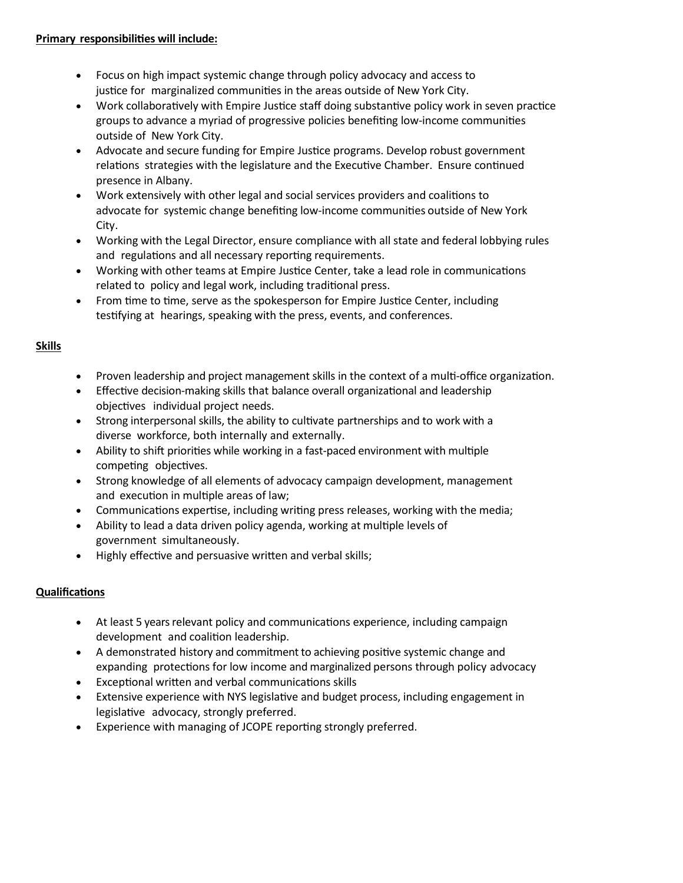**Primary responsibilities will include:**

- Focus on high impact systemic change through policy advocacy and access to justice for marginalized communities in the areas outside of New York City.
- Work collaboratively with Empire Justice staff doing substantive policy work in seven practice groups to advance a myriad of progressive policies benefiting low-income communities outside of New York City.
- Advocate and secure funding for Empire Justice programs. Develop robust government relations strategies with the legislature and the Executive Chamber. Ensure continued presence in Albany.
- Work extensively with other legal and social services providers and coalitions to advocate for systemic change benefiting low-income communities outside of New York City.
- Working with the Legal Director, ensure compliance with all state and federal lobbying rules and regulations and all necessary reporting requirements.
- Working with other teams at Empire Justice Center, take a lead role in communications related to policy and legal work, including traditional press.
- From time to time, serve as the spokesperson for Empire Justice Center, including testifying at hearings, speaking with the press, events, and conferences.

**Skills**

- Proven leadership and project management skills in the context of a multi-office organization.
- Effective decision-making skills that balance overall organizational and leadership objectives individual project needs.
- Strong interpersonal skills, the ability to cultivate partnerships and to work with a diverse workforce, both internally and externally.
- Ability to shift priorities while working in a fast-paced environment with multiple competing objectives.
- Strong knowledge of all elements of advocacy campaign development, management and execution in multiple areas of law;
- Communications expertise, including writing press releases, working with the media;
- Ability to lead a data driven policy agenda, working at multiple levels of government simultaneously.
- Highly effective and persuasive written and verbal skills;

**Qualifications**

- At least 5 years relevant policy and communications experience, including campaign development and coalition leadership.
- A demonstrated history and commitment to achieving positive systemic change and expanding protections for low income and marginalized persons through policy advocacy
- Exceptional written and verbal communications skills
- Extensive experience with NYS legislative and budget process, including engagement in legislative advocacy, strongly preferred.
- Experience with managing of JCOPE reporting strongly preferred.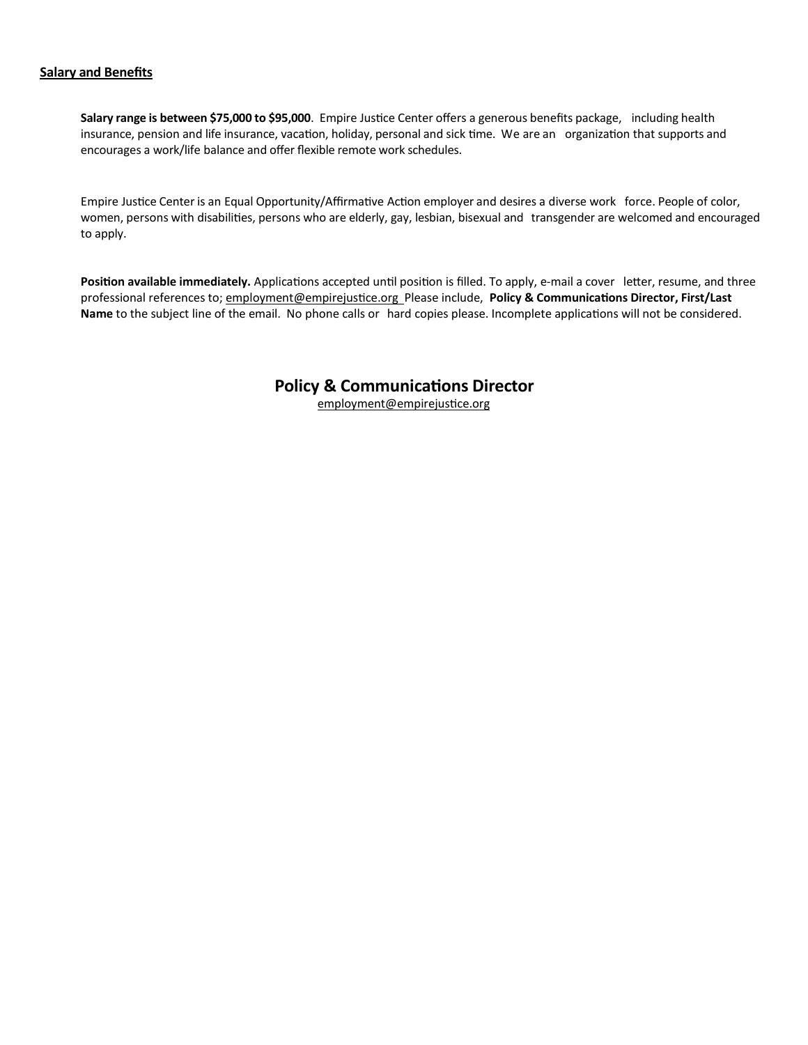**Salary and Benefits**

**Salary range is between $75,000 to $95,000**. Empire Justice Center offers a generous benefits package, including health insurance, pension and life insurance, vacation, holiday, personal and sick time. We are an organization that supports and encourages a work/life balance and offer flexible remote work schedules.

Empire Justice Center is an Equal Opportunity/Affirmative Action employer and desires a diverse work force. People of color, women, persons with disabilities, persons who are elderly, gay, lesbian, bisexual and transgender are welcomed and encouraged to apply.

**Position available immediately.** Applications accepted until position is filled. To apply, e-mail a cover letter, resume, and three professional references to; employment@empirejustice.org Please include, **Policy & Communications Director, First/Last Name** to the subject line of the email. No phone calls or hard copies please. Incomplete applications will not be considered.

## Policy & Communications Director

employment@empirejustice.org